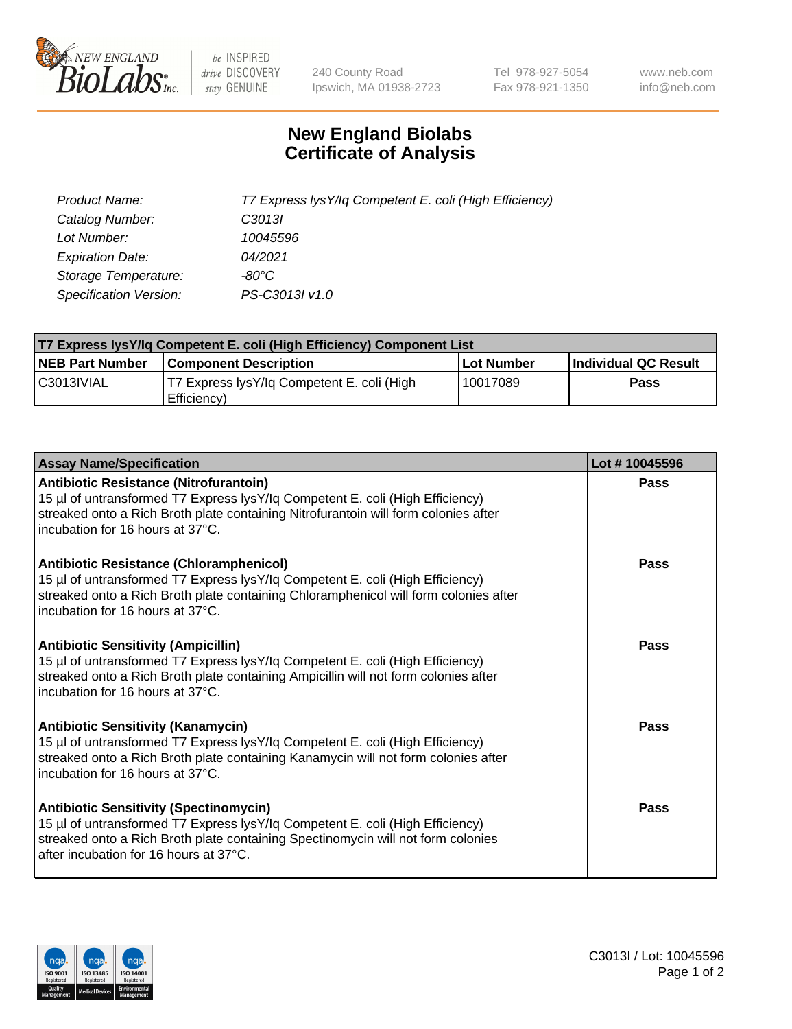New England BioLabs Inc. — be INSPIRED drive DISCOVERY stay GENUINE

240 County Road
Ipswich, MA 01938-2723

Tel 978-927-5054
Fax 978-921-1350

www.neb.com
info@neb.com

# New England Biolabs Certificate of Analysis

| | |
|---|---|
| *Product Name:* | *T7 Express lysY/Iq Competent E. coli (High Efficiency)* |
| *Catalog Number:* | *C3013I* |
| *Lot Number:* | *10045596* |
| *Expiration Date:* | *04/2021* |
| *Storage Temperature:* | *-80°C* |
| *Specification Version:* | *PS-C3013I v1.0* |

| T7 Express lysY/Iq Competent E. coli (High Efficiency) Component List | | | |
|---|---|---|---|
| **NEB Part Number** | **Component Description** | **Lot Number** | **Individual QC Result** |
| C3013IVIAL | T7 Express lysY/Iq Competent E. coli (High Efficiency) | 10017089 | **Pass** |

| Assay Name/Specification | Lot # 10045596 |
|---|---|
| **Antibiotic Resistance (Nitrofurantoin)**<br>15 µl of untransformed T7 Express lysY/Iq Competent E. coli (High Efficiency) streaked onto a Rich Broth plate containing Nitrofurantoin will form colonies after incubation for 16 hours at 37°C. | **Pass** |
| **Antibiotic Resistance (Chloramphenicol)**<br>15 µl of untransformed T7 Express lysY/Iq Competent E. coli (High Efficiency) streaked onto a Rich Broth plate containing Chloramphenicol will form colonies after incubation for 16 hours at 37°C. | **Pass** |
| **Antibiotic Sensitivity (Ampicillin)**<br>15 µl of untransformed T7 Express lysY/Iq Competent E. coli (High Efficiency) streaked onto a Rich Broth plate containing Ampicillin will not form colonies after incubation for 16 hours at 37°C. | **Pass** |
| **Antibiotic Sensitivity (Kanamycin)**<br>15 µl of untransformed T7 Express lysY/Iq Competent E. coli (High Efficiency) streaked onto a Rich Broth plate containing Kanamycin will not form colonies after incubation for 16 hours at 37°C. | **Pass** |
| **Antibiotic Sensitivity (Spectinomycin)**<br>15 µl of untransformed T7 Express lysY/Iq Competent E. coli (High Efficiency) streaked onto a Rich Broth plate containing Spectinomycin will not form colonies after incubation for 16 hours at 37°C. | **Pass** |

C3013I / Lot: 10045596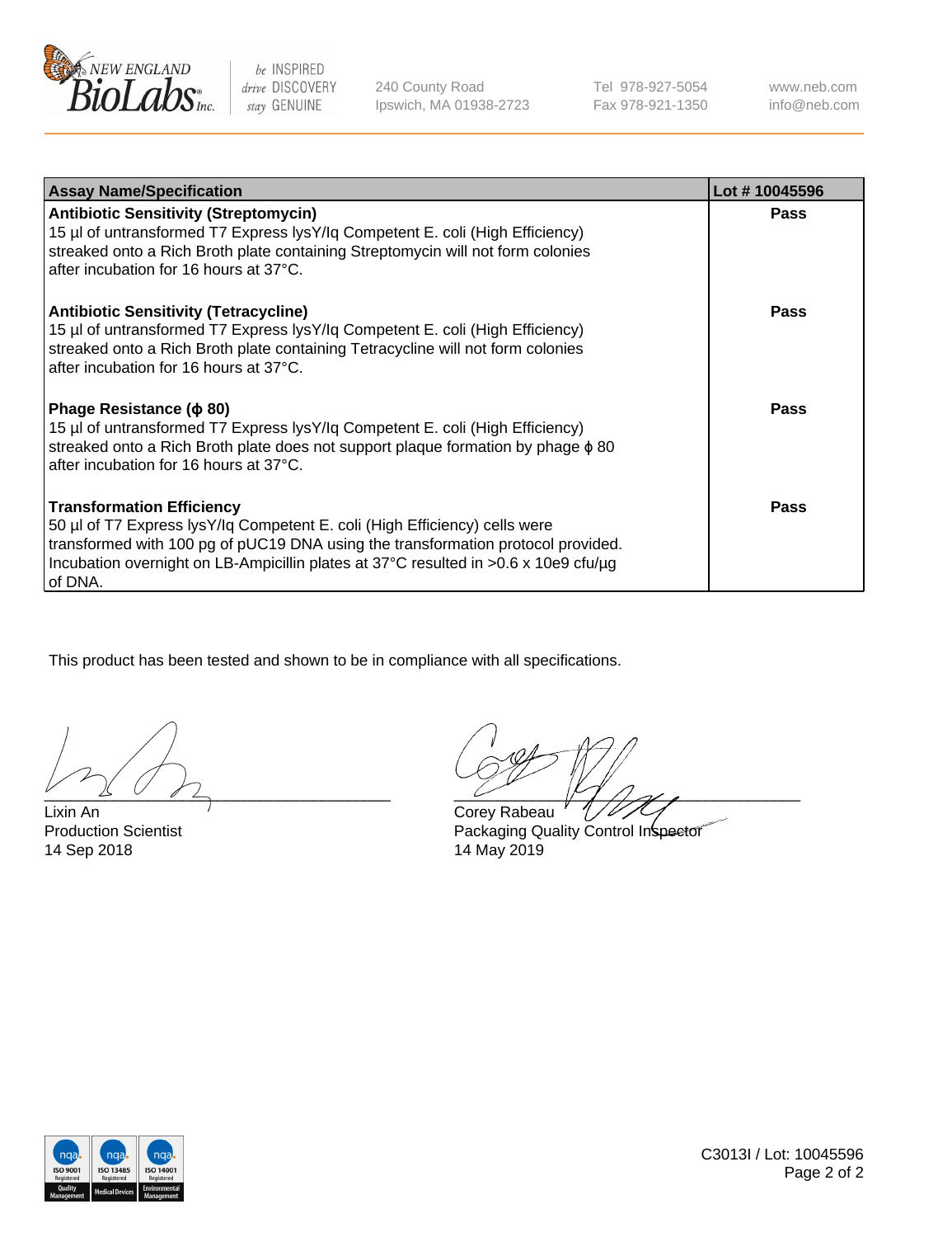| Assay Name/Specification | Lot # 10045596 |
|---|---|
| **Antibiotic Sensitivity (Streptomycin)** 15 µl of untransformed T7 Express lysY/Iq Competent E. coli (High Efficiency) streaked onto a Rich Broth plate containing Streptomycin will not form colonies after incubation for 16 hours at 37°C. | **Pass** |
| **Antibiotic Sensitivity (Tetracycline)** 15 µl of untransformed T7 Express lysY/Iq Competent E. coli (High Efficiency) streaked onto a Rich Broth plate containing Tetracycline will not form colonies after incubation for 16 hours at 37°C. | **Pass** |
| **Phage Resistance (ϕ 80)** 15 µl of untransformed T7 Express lysY/Iq Competent E. coli (High Efficiency) streaked onto a Rich Broth plate does not support plaque formation by phage ϕ 80 after incubation for 16 hours at 37°C. | **Pass** |
| **Transformation Efficiency** 50 µl of T7 Express lysY/Iq Competent E. coli (High Efficiency) cells were transformed with 100 pg of pUC19 DNA using the transformation protocol provided. Incubation overnight on LB-Ampicillin plates at 37°C resulted in >0.6 x 10e9 cfu/µg of DNA. | **Pass** |

This product has been tested and shown to be in compliance with all specifications.

Lixin An
Production Scientist
14 Sep 2018

Corey Rabeau
Packaging Quality Control Inspector
14 May 2019

C3013I / Lot: 10045596